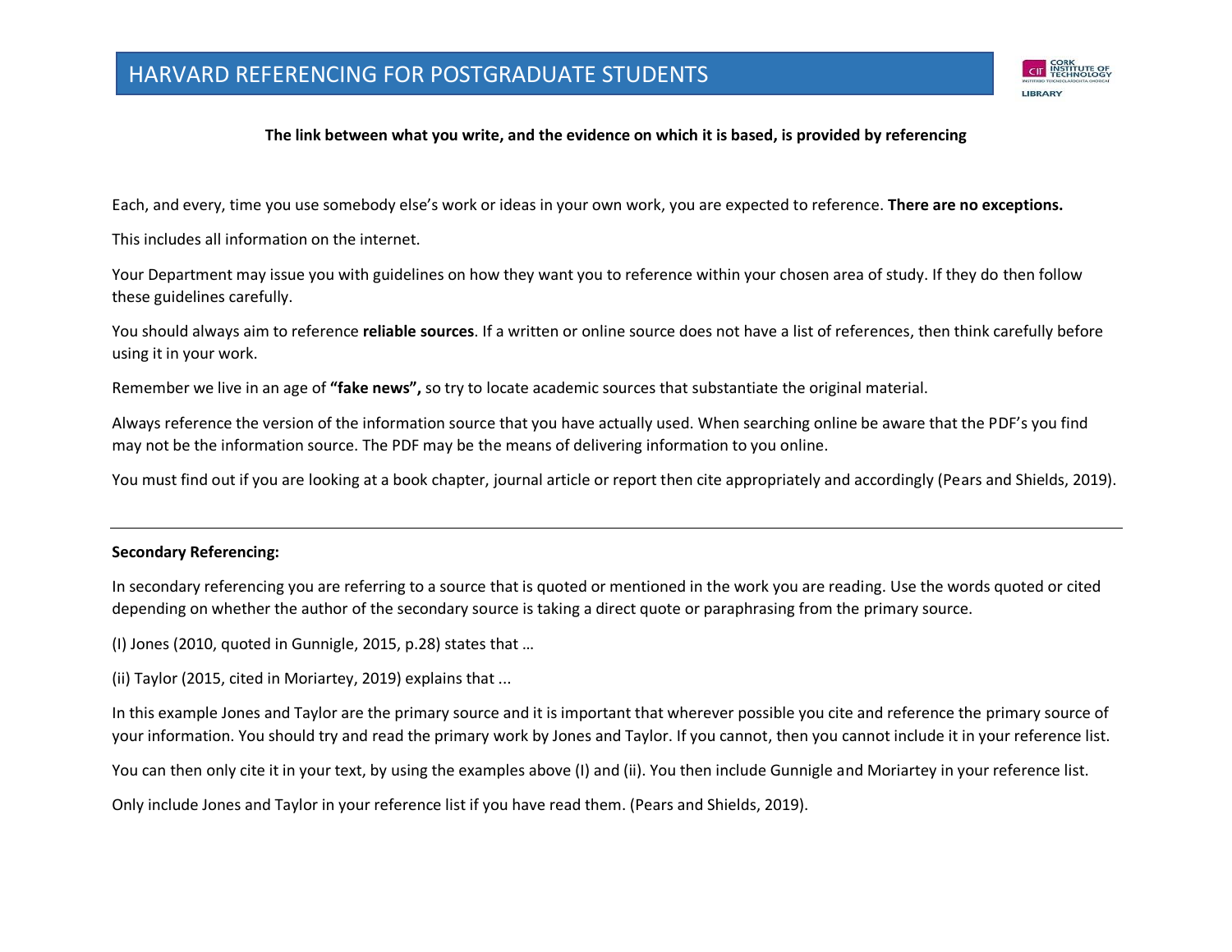# HARVARD REFERENCING FOR POSTGRADUATE STUDENTS

**The link between what you write, and the evidence on which it is based, is provided by referencing**

Each, and every, time you use somebody else's work or ideas in your own work, you are expected to reference. **There are no exceptions.**

This includes all information on the internet.

Your Department may issue you with guidelines on how they want you to reference within your chosen area of study. If they do then follow these guidelines carefully.

You should always aim to reference **reliable sources**. If a written or online source does not have a list of references, then think carefully before using it in your work.

Remember we live in an age of **"fake news",** so try to locate academic sources that substantiate the original material.

Always reference the version of the information source that you have actually used. When searching online be aware that the PDF's you find may not be the information source. The PDF may be the means of delivering information to you online.

You must find out if you are looking at a book chapter, journal article or report then cite appropriately and accordingly (Pears and Shields, 2019).

---

**Secondary Referencing:**

In secondary referencing you are referring to a source that is quoted or mentioned in the work you are reading. Use the words quoted or cited depending on whether the author of the secondary source is taking a direct quote or paraphrasing from the primary source.

(I) Jones (2010, quoted in Gunnigle, 2015, p.28) states that …

(ii) Taylor (2015, cited in Moriartey, 2019) explains that ...

In this example Jones and Taylor are the primary source and it is important that wherever possible you cite and reference the primary source of your information. You should try and read the primary work by Jones and Taylor. If you cannot, then you cannot include it in your reference list.

You can then only cite it in your text, by using the examples above (I) and (ii). You then include Gunnigle and Moriartey in your reference list.

Only include Jones and Taylor in your reference list if you have read them. (Pears and Shields, 2019).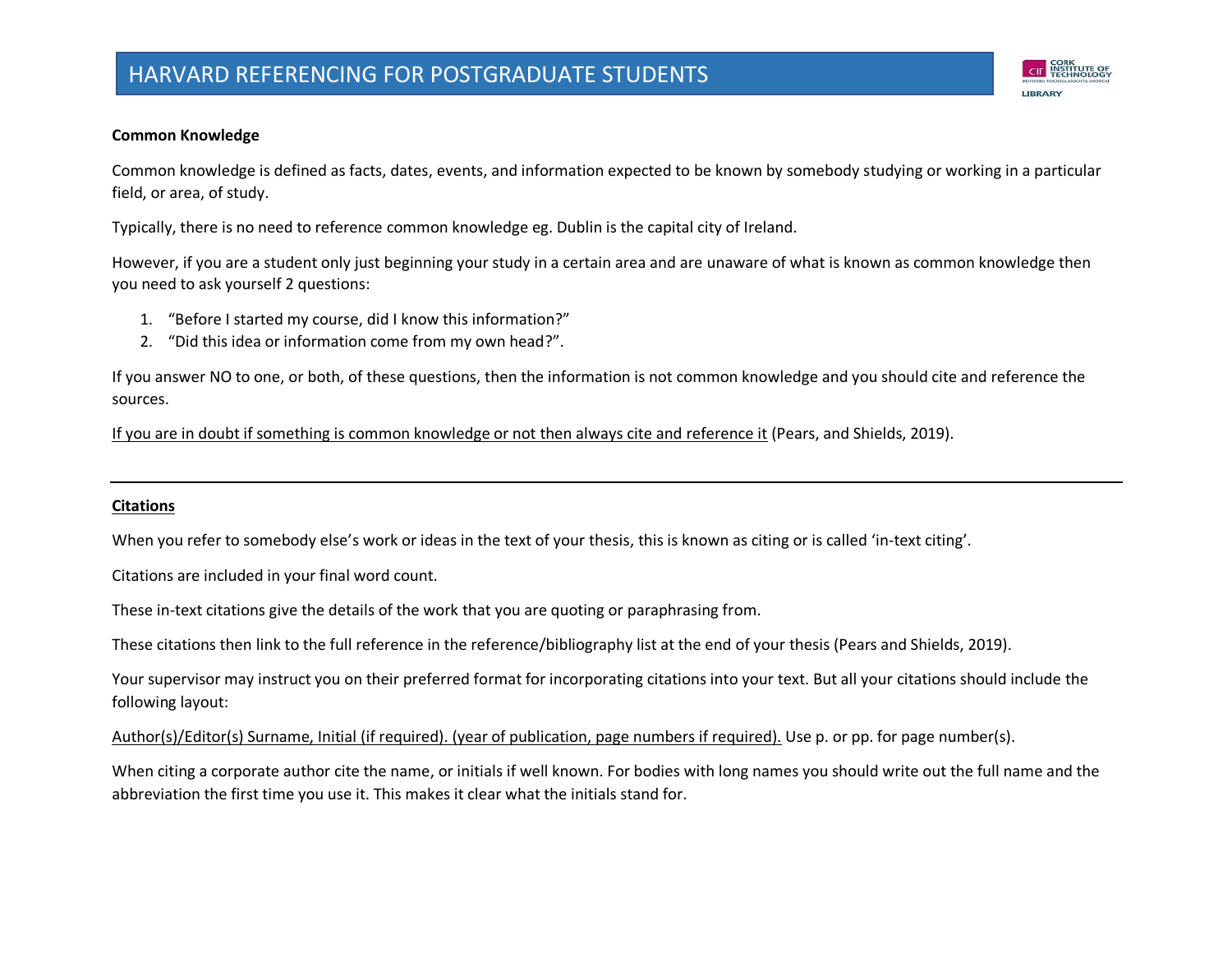**Common Knowledge**

Common knowledge is defined as facts, dates, events, and information expected to be known by somebody studying or working in a particular field, or area, of study.

Typically, there is no need to reference common knowledge eg. Dublin is the capital city of Ireland.

However, if you are a student only just beginning your study in a certain area and are unaware of what is known as common knowledge then you need to ask yourself 2 questions:

1. "Before I started my course, did I know this information?"
2. "Did this idea or information come from my own head?".

If you answer NO to one, or both, of these questions, then the information is not common knowledge and you should cite and reference the sources.

<u>If you are in doubt if something is common knowledge or not then always cite and reference it</u> (Pears, and Shields, 2019).

---

**<u>Citations</u>**

When you refer to somebody else's work or ideas in the text of your thesis, this is known as citing or is called 'in-text citing'.

Citations are included in your final word count.

These in-text citations give the details of the work that you are quoting or paraphrasing from.

These citations then link to the full reference in the reference/bibliography list at the end of your thesis (Pears and Shields, 2019).

Your supervisor may instruct you on their preferred format for incorporating citations into your text. But all your citations should include the following layout:

<u>Author(s)/Editor(s) Surname, Initial (if required). (year of publication, page numbers if required).</u> Use p. or pp. for page number(s).

When citing a corporate author cite the name, or initials if well known. For bodies with long names you should write out the full name and the abbreviation the first time you use it. This makes it clear what the initials stand for.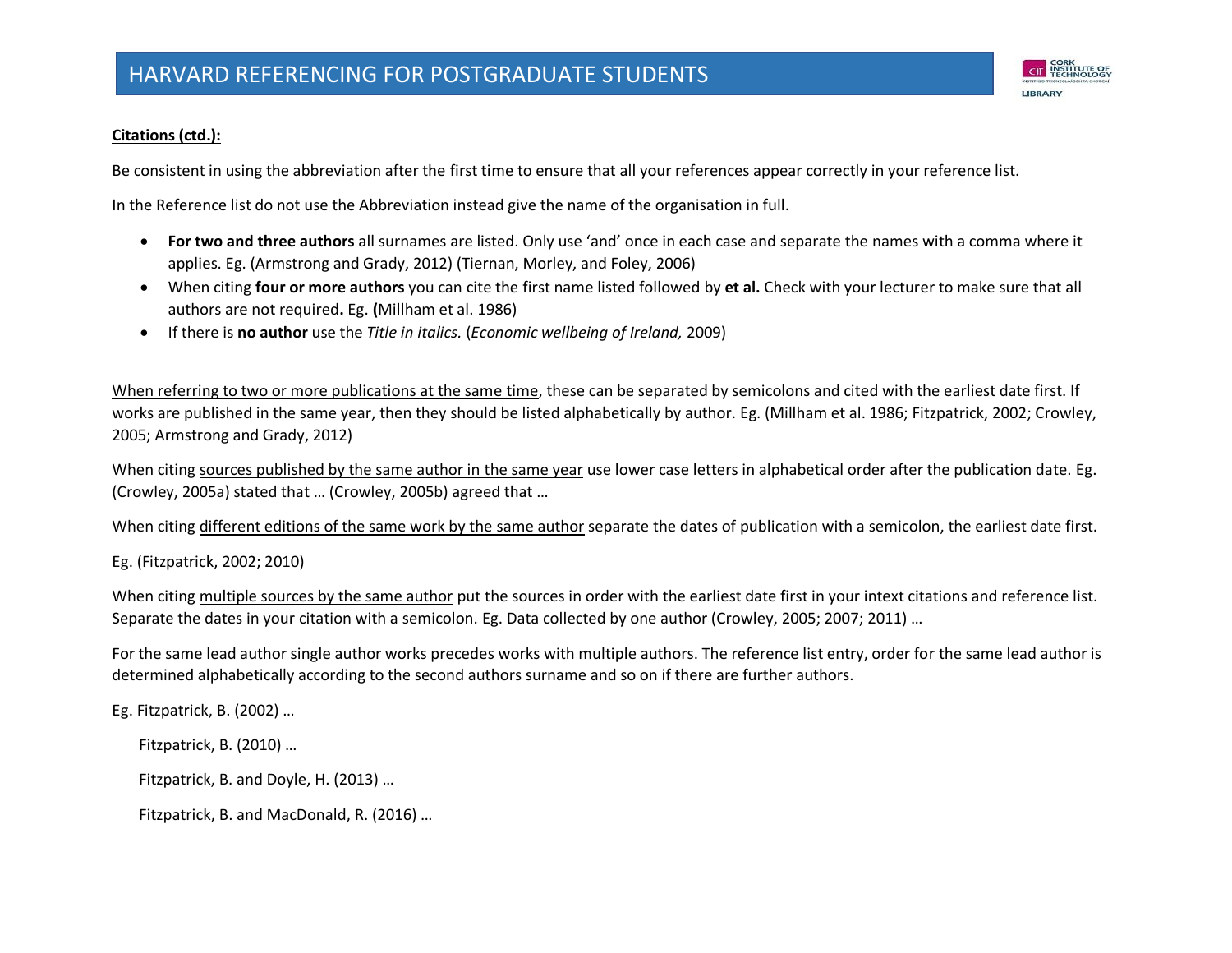**<u>Citations (ctd.):</u>**

Be consistent in using the abbreviation after the first time to ensure that all your references appear correctly in your reference list.

In the Reference list do not use the Abbreviation instead give the name of the organisation in full.

- **For two and three authors** all surnames are listed. Only use 'and' once in each case and separate the names with a comma where it applies. Eg. (Armstrong and Grady, 2012) (Tiernan, Morley, and Foley, 2006)
- When citing **four or more authors** you can cite the first name listed followed by **et al.** Check with your lecturer to make sure that all authors are not required**.** Eg. **(**Millham et al. 1986)
- If there is **no author** use the *Title in italics.* (*Economic wellbeing of Ireland,* 2009)

<u>When referring to two or more publications at the same time</u>, these can be separated by semicolons and cited with the earliest date first. If works are published in the same year, then they should be listed alphabetically by author. Eg. (Millham et al. 1986; Fitzpatrick, 2002; Crowley, 2005; Armstrong and Grady, 2012)

When citing <u>sources published by the same author in the same year</u> use lower case letters in alphabetical order after the publication date. Eg. (Crowley, 2005a) stated that … (Crowley, 2005b) agreed that …

When citing <u>different editions of the same work by the same author</u> separate the dates of publication with a semicolon, the earliest date first.

Eg. (Fitzpatrick, 2002; 2010)

When citing <u>multiple sources by the same author</u> put the sources in order with the earliest date first in your intext citations and reference list. Separate the dates in your citation with a semicolon. Eg. Data collected by one author (Crowley, 2005; 2007; 2011) …

For the same lead author single author works precedes works with multiple authors. The reference list entry, order for the same lead author is determined alphabetically according to the second authors surname and so on if there are further authors.

Eg. Fitzpatrick, B. (2002) …

Fitzpatrick, B. (2010) …

Fitzpatrick, B. and Doyle, H. (2013) …

Fitzpatrick, B. and MacDonald, R. (2016) …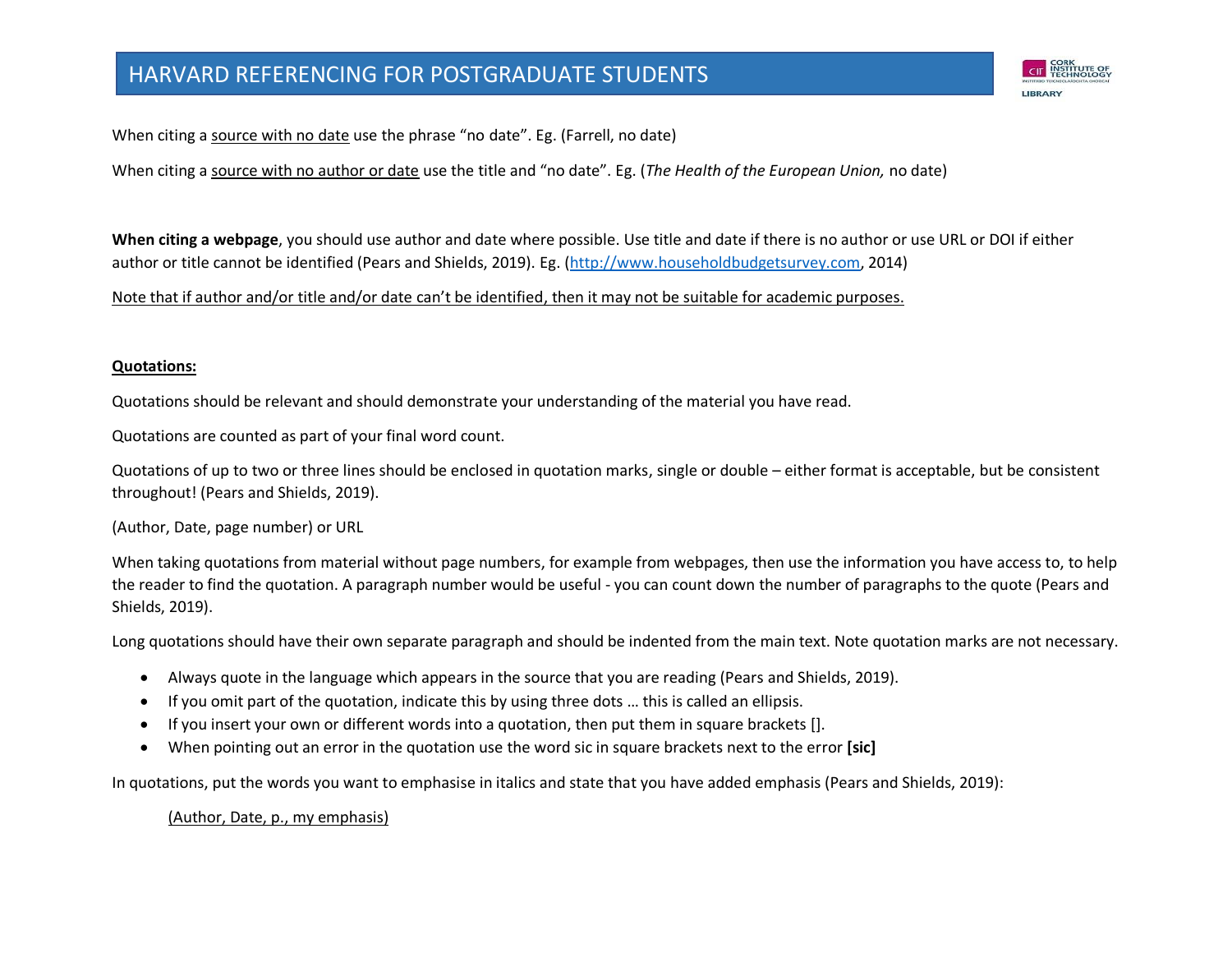When citing a source with no date use the phrase “no date”. Eg. (Farrell, no date)

When citing a source with no author or date use the title and “no date”. Eg. (*The Health of the European Union,* no date)

**When citing a webpage**, you should use author and date where possible. Use title and date if there is no author or use URL or DOI if either author or title cannot be identified (Pears and Shields, 2019). Eg. (http://www.householdbudgetsurvey.com, 2014)

Note that if author and/or title and/or date can’t be identified, then it may not be suitable for academic purposes.

**Quotations:**

Quotations should be relevant and should demonstrate your understanding of the material you have read.

Quotations are counted as part of your final word count.

Quotations of up to two or three lines should be enclosed in quotation marks, single or double – either format is acceptable, but be consistent throughout! (Pears and Shields, 2019).

(Author, Date, page number) or URL

When taking quotations from material without page numbers, for example from webpages, then use the information you have access to, to help the reader to find the quotation. A paragraph number would be useful - you can count down the number of paragraphs to the quote (Pears and Shields, 2019).

Long quotations should have their own separate paragraph and should be indented from the main text. Note quotation marks are not necessary.

- Always quote in the language which appears in the source that you are reading (Pears and Shields, 2019).
- If you omit part of the quotation, indicate this by using three dots … this is called an ellipsis.
- If you insert your own or different words into a quotation, then put them in square brackets [].
- When pointing out an error in the quotation use the word sic in square brackets next to the error **[sic]**

In quotations, put the words you want to emphasise in italics and state that you have added emphasis (Pears and Shields, 2019):

(Author, Date, p., my emphasis)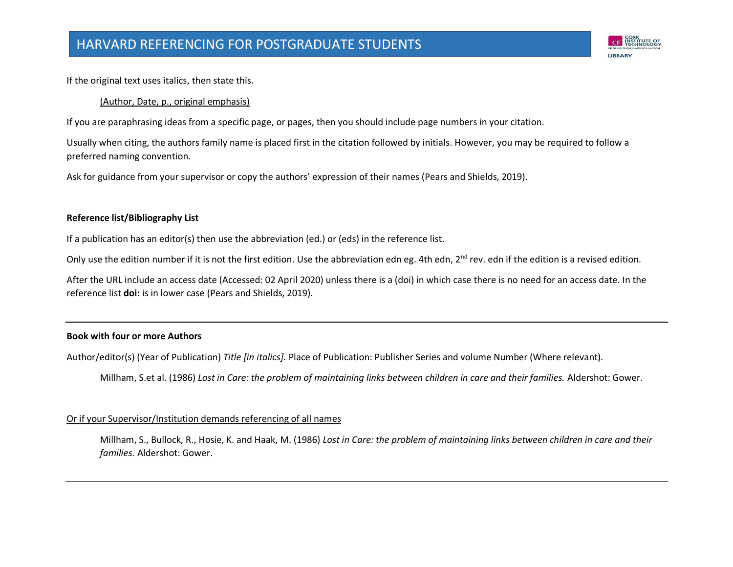If the original text uses italics, then state this.

<u>(Author, Date, p., original emphasis)</u>

If you are paraphrasing ideas from a specific page, or pages, then you should include page numbers in your citation.

Usually when citing, the authors family name is placed first in the citation followed by initials. However, you may be required to follow a preferred naming convention.

Ask for guidance from your supervisor or copy the authors' expression of their names (Pears and Shields, 2019).

**Reference list/Bibliography List**

If a publication has an editor(s) then use the abbreviation (ed.) or (eds) in the reference list.

Only use the edition number if it is not the first edition. Use the abbreviation edn eg. 4th edn, 2nd rev. edn if the edition is a revised edition.

After the URL include an access date (Accessed: 02 April 2020) unless there is a (doi) in which case there is no need for an access date. In the reference list **doi:** is in lower case (Pears and Shields, 2019).

---

**Book with four or more Authors**

Author/editor(s) (Year of Publication) *Title [in italics].* Place of Publication: Publisher Series and volume Number (Where relevant).

> Millham, S.et al. (1986) *Lost in Care: the problem of maintaining links between children in care and their families.* Aldershot: Gower.

<u>Or if your Supervisor/Institution demands referencing of all names</u>

> Millham, S., Bullock, R., Hosie, K. and Haak, M. (1986) *Lost in Care: the problem of maintaining links between children in care and their families.* Aldershot: Gower.

---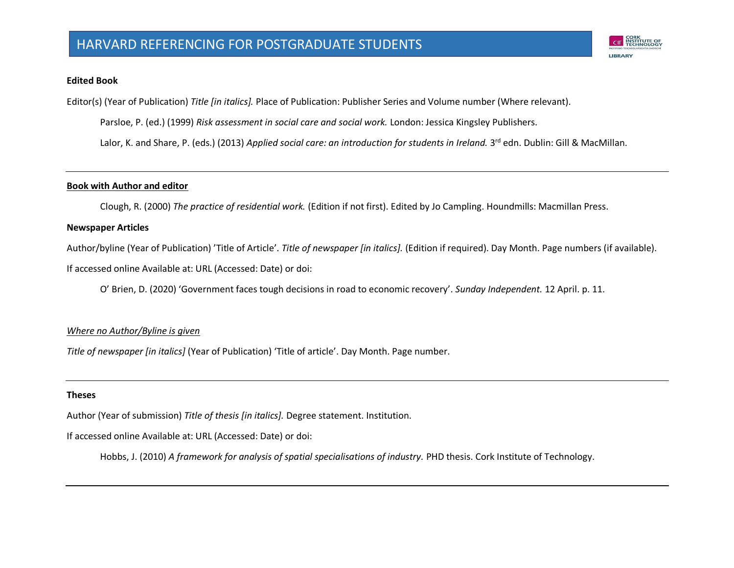**Edited Book**

Editor(s) (Year of Publication) *Title [in italics].* Place of Publication: Publisher Series and Volume number (Where relevant).

> Parsloe, P. (ed.) (1999) *Risk assessment in social care and social work.* London: Jessica Kingsley Publishers.
>
> Lalor, K. and Share, P. (eds.) (2013) *Applied social care: an introduction for students in Ireland.* 3rd edn. Dublin: Gill & MacMillan.

---

**Book with Author and editor**

> Clough, R. (2000) *The practice of residential work.* (Edition if not first). Edited by Jo Campling. Houndmills: Macmillan Press.

**Newspaper Articles**

Author/byline (Year of Publication) 'Title of Article'. *Title of newspaper [in italics].* (Edition if required). Day Month. Page numbers (if available).

If accessed online Available at: URL (Accessed: Date) or doi:

> O' Brien, D. (2020) 'Government faces tough decisions in road to economic recovery'. *Sunday Independent.* 12 April. p. 11.

*Where no Author/Byline is given*

*Title of newspaper [in italics]* (Year of Publication) 'Title of article'. Day Month. Page number.

---

**Theses**

Author (Year of submission) *Title of thesis [in italics].* Degree statement. Institution.

If accessed online Available at: URL (Accessed: Date) or doi:

> Hobbs, J. (2010) *A framework for analysis of spatial specialisations of industry.* PHD thesis. Cork Institute of Technology.

---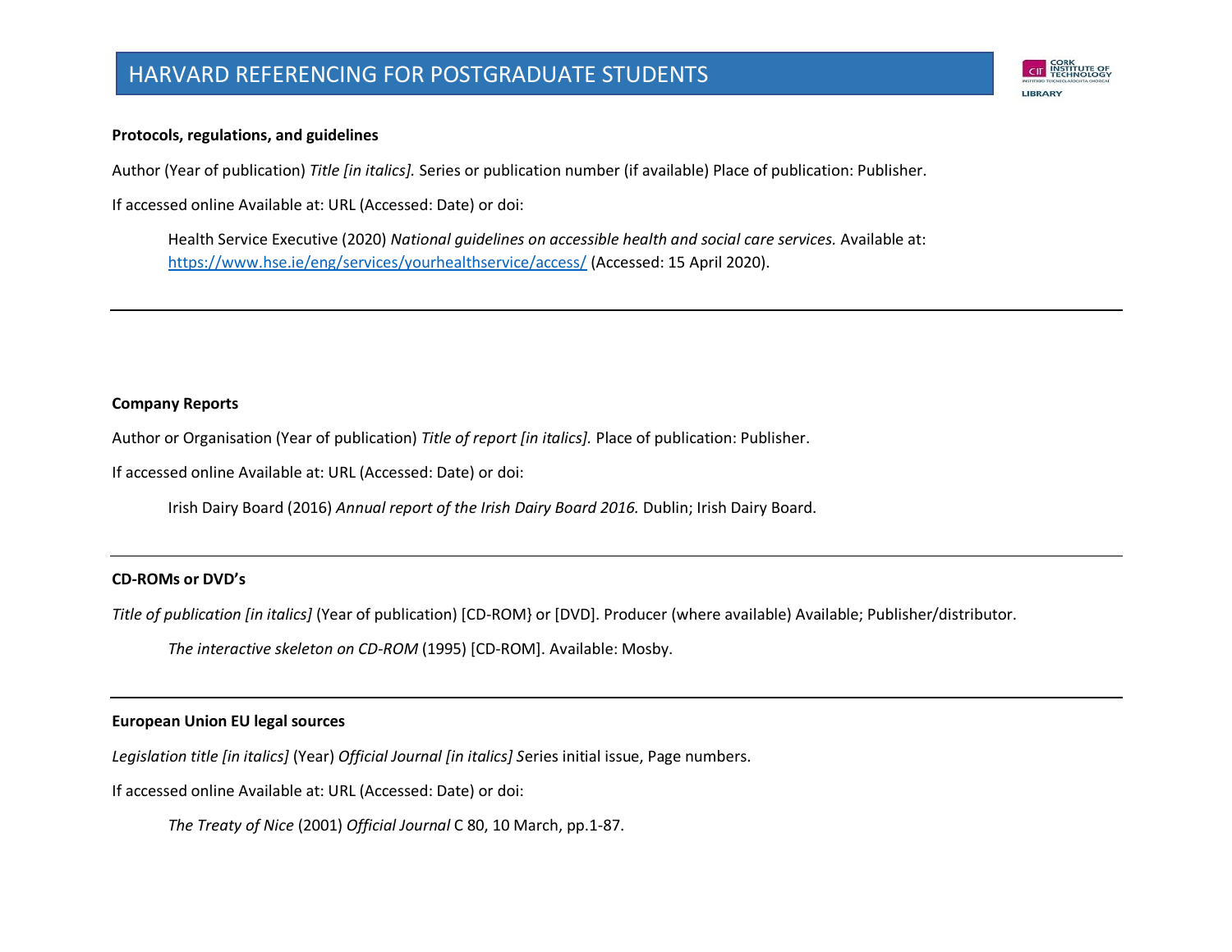**Protocols, regulations, and guidelines**

Author (Year of publication) *Title [in italics].* Series or publication number (if available) Place of publication: Publisher.

If accessed online Available at: URL (Accessed: Date) or doi:

> Health Service Executive (2020) *National guidelines on accessible health and social care services.* Available at: https://www.hse.ie/eng/services/yourhealthservice/access/ (Accessed: 15 April 2020).

---

**Company Reports**

Author or Organisation (Year of publication) *Title of report [in italics].* Place of publication: Publisher.

If accessed online Available at: URL (Accessed: Date) or doi:

> Irish Dairy Board (2016) *Annual report of the Irish Dairy Board 2016.* Dublin; Irish Dairy Board.

---

**CD-ROMs or DVD's**

*Title of publication [in italics]* (Year of publication) [CD-ROM} or [DVD]. Producer (where available) Available; Publisher/distributor.

> *The interactive skeleton on CD-ROM* (1995) [CD-ROM]. Available: Mosby.

---

**European Union EU legal sources**

*Legislation title [in italics]* (Year) *Official Journal [in italics] S*eries initial issue, Page numbers.

If accessed online Available at: URL (Accessed: Date) or doi:

> *The Treaty of Nice* (2001) *Official Journal* C 80, 10 March, pp.1-87.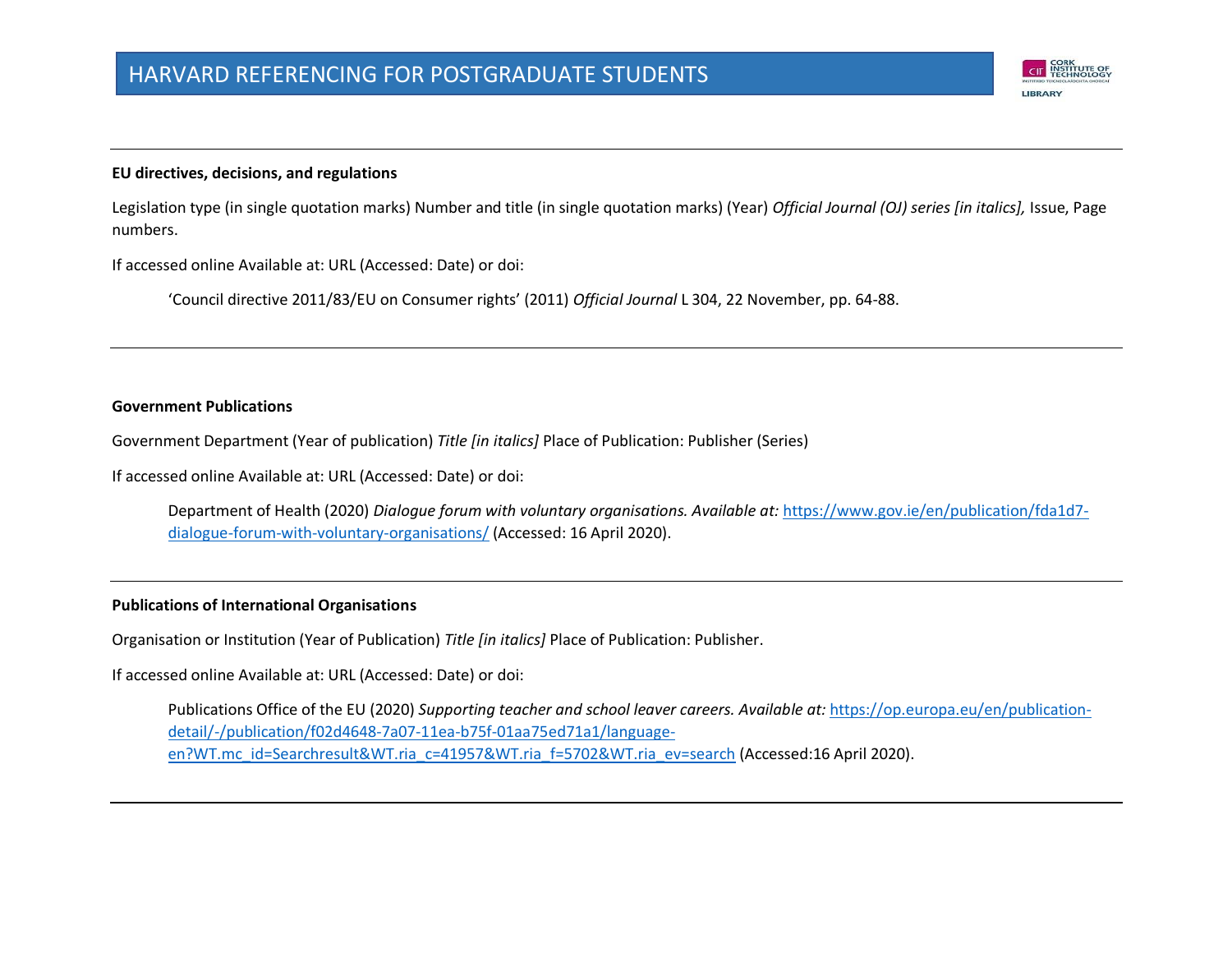### EU directives, decisions, and regulations

Legislation type (in single quotation marks) Number and title (in single quotation marks) (Year) *Official Journal (OJ) series [in italics],* Issue, Page numbers.

If accessed online Available at: URL (Accessed: Date) or doi:

> 'Council directive 2011/83/EU on Consumer rights' (2011) *Official Journal* L 304, 22 November, pp. 64-88.

### Government Publications

Government Department (Year of publication) *Title [in italics]* Place of Publication: Publisher (Series)

If accessed online Available at: URL (Accessed: Date) or doi:

> Department of Health (2020) *Dialogue forum with voluntary organisations. Available at:* https://www.gov.ie/en/publication/fda1d7-dialogue-forum-with-voluntary-organisations/ (Accessed: 16 April 2020).

### Publications of International Organisations

Organisation or Institution (Year of Publication) *Title [in italics]* Place of Publication: Publisher.

If accessed online Available at: URL (Accessed: Date) or doi:

> Publications Office of the EU (2020) *Supporting teacher and school leaver careers. Available at:* https://op.europa.eu/en/publication-detail/-/publication/f02d4648-7a07-11ea-b75f-01aa75ed71a1/language-en?WT.mc_id=Searchresult&WT.ria_c=41957&WT.ria_f=5702&WT.ria_ev=search (Accessed:16 April 2020).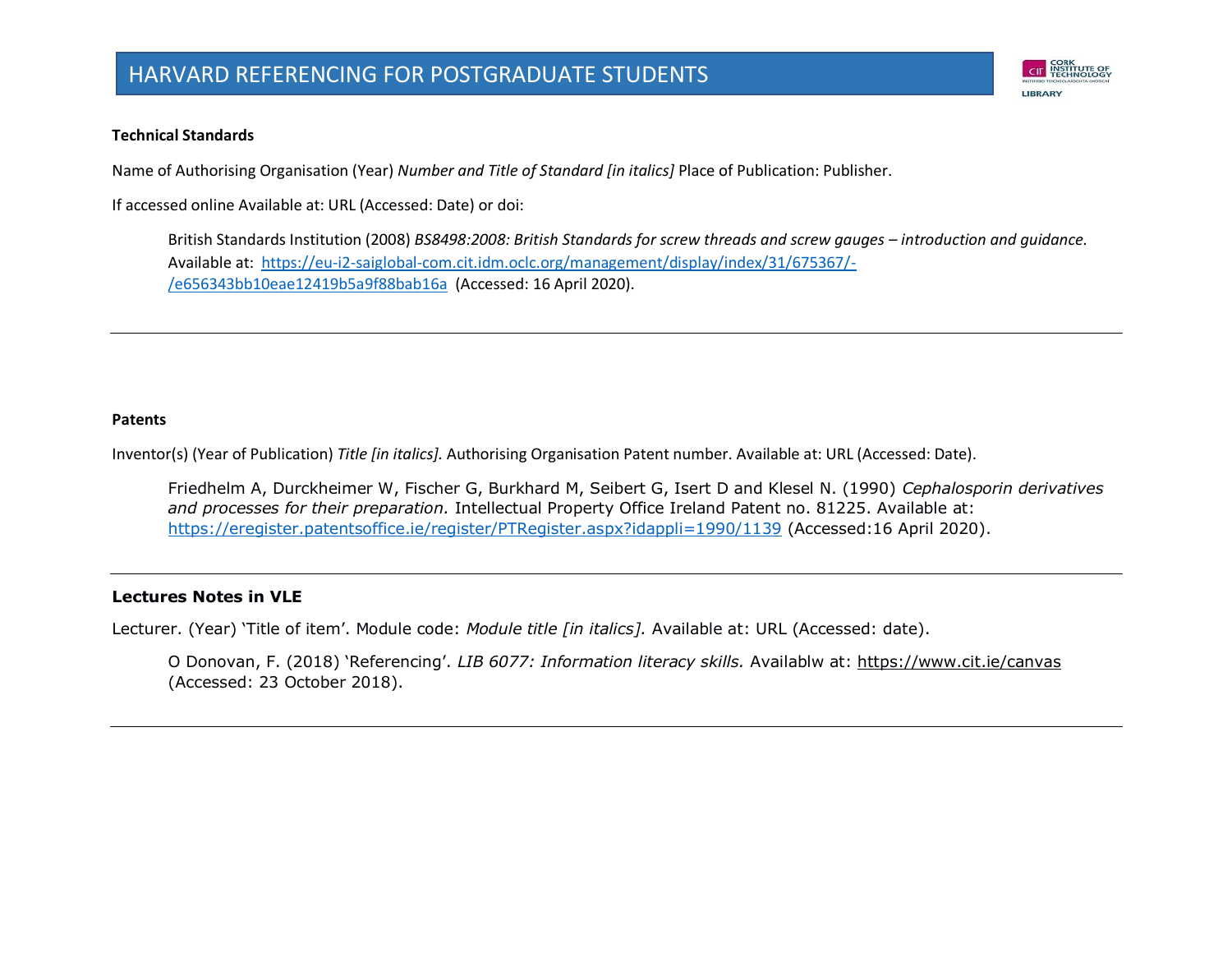**Technical Standards**

Name of Authorising Organisation (Year) *Number and Title of Standard [in italics]* Place of Publication: Publisher.

If accessed online Available at: URL (Accessed: Date) or doi:

> British Standards Institution (2008) *BS8498:2008: British Standards for screw threads and screw gauges – introduction and guidance.* Available at: https://eu-i2-saiglobal-com.cit.idm.oclc.org/management/display/index/31/675367/-/e656343bb10eae12419b5a9f88bab16a (Accessed: 16 April 2020).

---

**Patents**

Inventor(s) (Year of Publication) *Title [in italics].* Authorising Organisation Patent number. Available at: URL (Accessed: Date).

> Friedhelm A, Durckheimer W, Fischer G, Burkhard M, Seibert G, Isert D and Klesel N. (1990) *Cephalosporin derivatives and processes for their preparation.* Intellectual Property Office Ireland Patent no. 81225. Available at: https://eregister.patentsoffice.ie/register/PTRegister.aspx?idappli=1990/1139 (Accessed:16 April 2020).

---

**Lectures Notes in VLE**

Lecturer. (Year) 'Title of item'. Module code: *Module title [in italics].* Available at: URL (Accessed: date).

> O Donovan, F. (2018) 'Referencing'. *LIB 6077: Information literacy skills.* Availablw at: https://www.cit.ie/canvas (Accessed: 23 October 2018).

---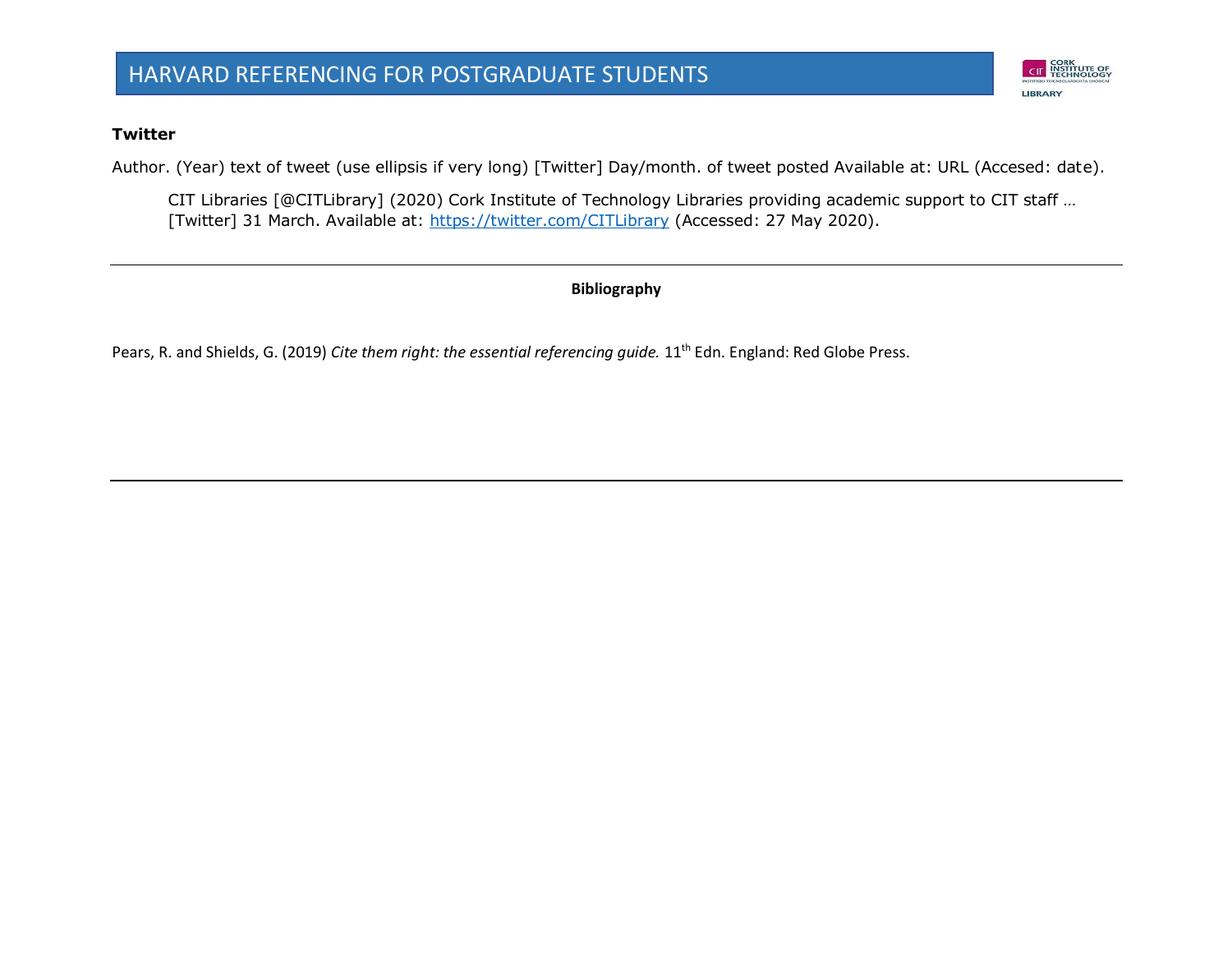### Twitter

Author. (Year) text of tweet (use ellipsis if very long) [Twitter] Day/month. of tweet posted Available at: URL (Accesed: date).

> CIT Libraries [@CITLibrary] (2020) Cork Institute of Technology Libraries providing academic support to CIT staff … [Twitter] 31 March. Available at: https://twitter.com/CITLibrary (Accessed: 27 May 2020).

---

**Bibliography**

Pears, R. and Shields, G. (2019) *Cite them right: the essential referencing guide.* 11th Edn. England: Red Globe Press.

---